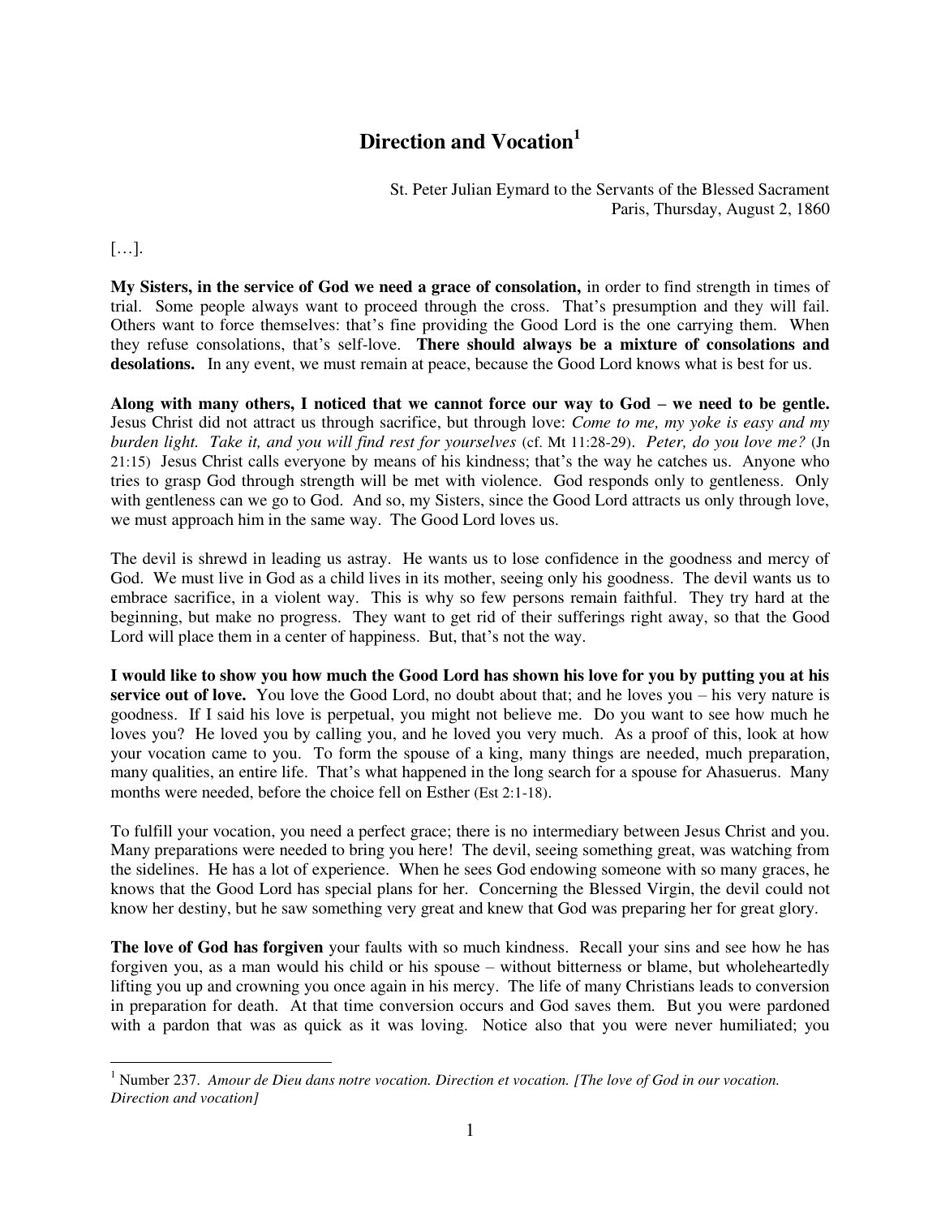# Direction and Vocation[1]

St. Peter Julian Eymard to the Servants of the Blessed Sacrament
Paris, Thursday, August 2, 1860

[…].

**My Sisters, in the service of God we need a grace of consolation,** in order to find strength in times of trial. Some people always want to proceed through the cross. That's presumption and they will fail. Others want to force themselves: that's fine providing the Good Lord is the one carrying them. When they refuse consolations, that's self-love. **There should always be a mixture of consolations and desolations.** In any event, we must remain at peace, because the Good Lord knows what is best for us.

**Along with many others, I noticed that we cannot force our way to God – we need to be gentle.** Jesus Christ did not attract us through sacrifice, but through love: *Come to me, my yoke is easy and my burden light. Take it, and you will find rest for yourselves* (cf. Mt 11:28-29). *Peter, do you love me?* (Jn 21:15) Jesus Christ calls everyone by means of his kindness; that's the way he catches us. Anyone who tries to grasp God through strength will be met with violence. God responds only to gentleness. Only with gentleness can we go to God. And so, my Sisters, since the Good Lord attracts us only through love, we must approach him in the same way. The Good Lord loves us.

The devil is shrewd in leading us astray. He wants us to lose confidence in the goodness and mercy of God. We must live in God as a child lives in its mother, seeing only his goodness. The devil wants us to embrace sacrifice, in a violent way. This is why so few persons remain faithful. They try hard at the beginning, but make no progress. They want to get rid of their sufferings right away, so that the Good Lord will place them in a center of happiness. But, that's not the way.

**I would like to show you how much the Good Lord has shown his love for you by putting you at his service out of love.** You love the Good Lord, no doubt about that; and he loves you – his very nature is goodness. If I said his love is perpetual, you might not believe me. Do you want to see how much he loves you? He loved you by calling you, and he loved you very much. As a proof of this, look at how your vocation came to you. To form the spouse of a king, many things are needed, much preparation, many qualities, an entire life. That's what happened in the long search for a spouse for Ahasuerus. Many months were needed, before the choice fell on Esther (Est 2:1-18).

To fulfill your vocation, you need a perfect grace; there is no intermediary between Jesus Christ and you. Many preparations were needed to bring you here! The devil, seeing something great, was watching from the sidelines. He has a lot of experience. When he sees God endowing someone with so many graces, he knows that the Good Lord has special plans for her. Concerning the Blessed Virgin, the devil could not know her destiny, but he saw something very great and knew that God was preparing her for great glory.

**The love of God has forgiven** your faults with so much kindness. Recall your sins and see how he has forgiven you, as a man would his child or his spouse – without bitterness or blame, but wholeheartedly lifting you up and crowning you once again in his mercy. The life of many Christians leads to conversion in preparation for death. At that time conversion occurs and God saves them. But you were pardoned with a pardon that was as quick as it was loving. Notice also that you were never humiliated; you

---

[1] Number 237. *Amour de Dieu dans notre vocation. Direction et vocation. [The love of God in our vocation. Direction and vocation]*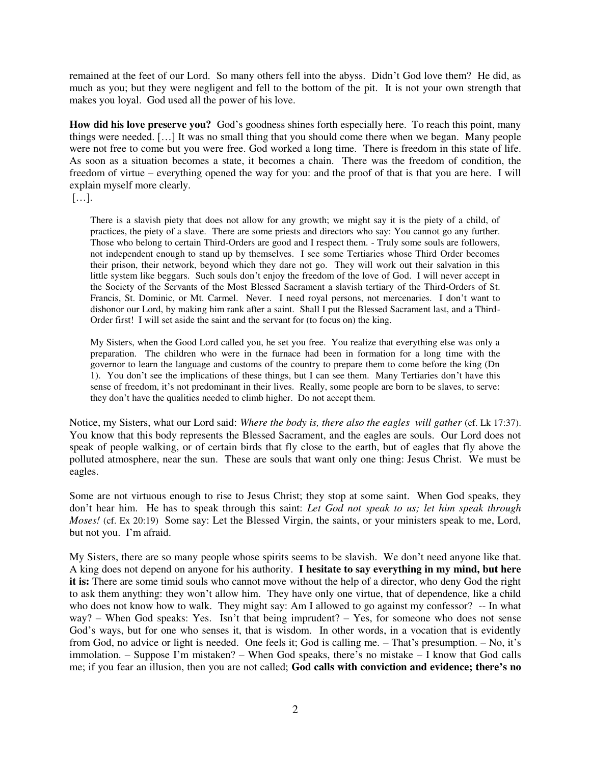remained at the feet of our Lord. So many others fell into the abyss. Didn't God love them? He did, as much as you; but they were negligent and fell to the bottom of the pit. It is not your own strength that makes you loyal. God used all the power of his love.

**How did his love preserve you?** God's goodness shines forth especially here. To reach this point, many things were needed. […] It was no small thing that you should come there when we began. Many people were not free to come but you were free. God worked a long time. There is freedom in this state of life. As soon as a situation becomes a state, it becomes a chain. There was the freedom of condition, the freedom of virtue – everything opened the way for you: and the proof of that is that you are here. I will explain myself more clearly.

[…].

> There is a slavish piety that does not allow for any growth; we might say it is the piety of a child, of practices, the piety of a slave. There are some priests and directors who say: You cannot go any further. Those who belong to certain Third-Orders are good and I respect them. - Truly some souls are followers, not independent enough to stand up by themselves. I see some Tertiaries whose Third Order becomes their prison, their network, beyond which they dare not go. They will work out their salvation in this little system like beggars. Such souls don't enjoy the freedom of the love of God. I will never accept in the Society of the Servants of the Most Blessed Sacrament a slavish tertiary of the Third-Orders of St. Francis, St. Dominic, or Mt. Carmel. Never. I need royal persons, not mercenaries. I don't want to dishonor our Lord, by making him rank after a saint. Shall I put the Blessed Sacrament last, and a Third-Order first! I will set aside the saint and the servant for (to focus on) the king.
>
> My Sisters, when the Good Lord called you, he set you free. You realize that everything else was only a preparation. The children who were in the furnace had been in formation for a long time with the governor to learn the language and customs of the country to prepare them to come before the king (Dn 1). You don't see the implications of these things, but I can see them. Many Tertiaries don't have this sense of freedom, it's not predominant in their lives. Really, some people are born to be slaves, to serve: they don't have the qualities needed to climb higher. Do not accept them.

Notice, my Sisters, what our Lord said: *Where the body is, there also the eagles will gather* (cf. Lk 17:37). You know that this body represents the Blessed Sacrament, and the eagles are souls. Our Lord does not speak of people walking, or of certain birds that fly close to the earth, but of eagles that fly above the polluted atmosphere, near the sun. These are souls that want only one thing: Jesus Christ. We must be eagles.

Some are not virtuous enough to rise to Jesus Christ; they stop at some saint. When God speaks, they don't hear him. He has to speak through this saint: *Let God not speak to us; let him speak through Moses!* (cf. Ex 20:19) Some say: Let the Blessed Virgin, the saints, or your ministers speak to me, Lord, but not you. I'm afraid.

My Sisters, there are so many people whose spirits seems to be slavish. We don't need anyone like that. A king does not depend on anyone for his authority. **I hesitate to say everything in my mind, but here it is:** There are some timid souls who cannot move without the help of a director, who deny God the right to ask them anything: they won't allow him. They have only one virtue, that of dependence, like a child who does not know how to walk. They might say: Am I allowed to go against my confessor? -- In what way? – When God speaks: Yes. Isn't that being imprudent? – Yes, for someone who does not sense God's ways, but for one who senses it, that is wisdom. In other words, in a vocation that is evidently from God, no advice or light is needed. One feels it; God is calling me. – That's presumption. – No, it's immolation. – Suppose I'm mistaken? – When God speaks, there's no mistake – I know that God calls me; if you fear an illusion, then you are not called; **God calls with conviction and evidence; there's no**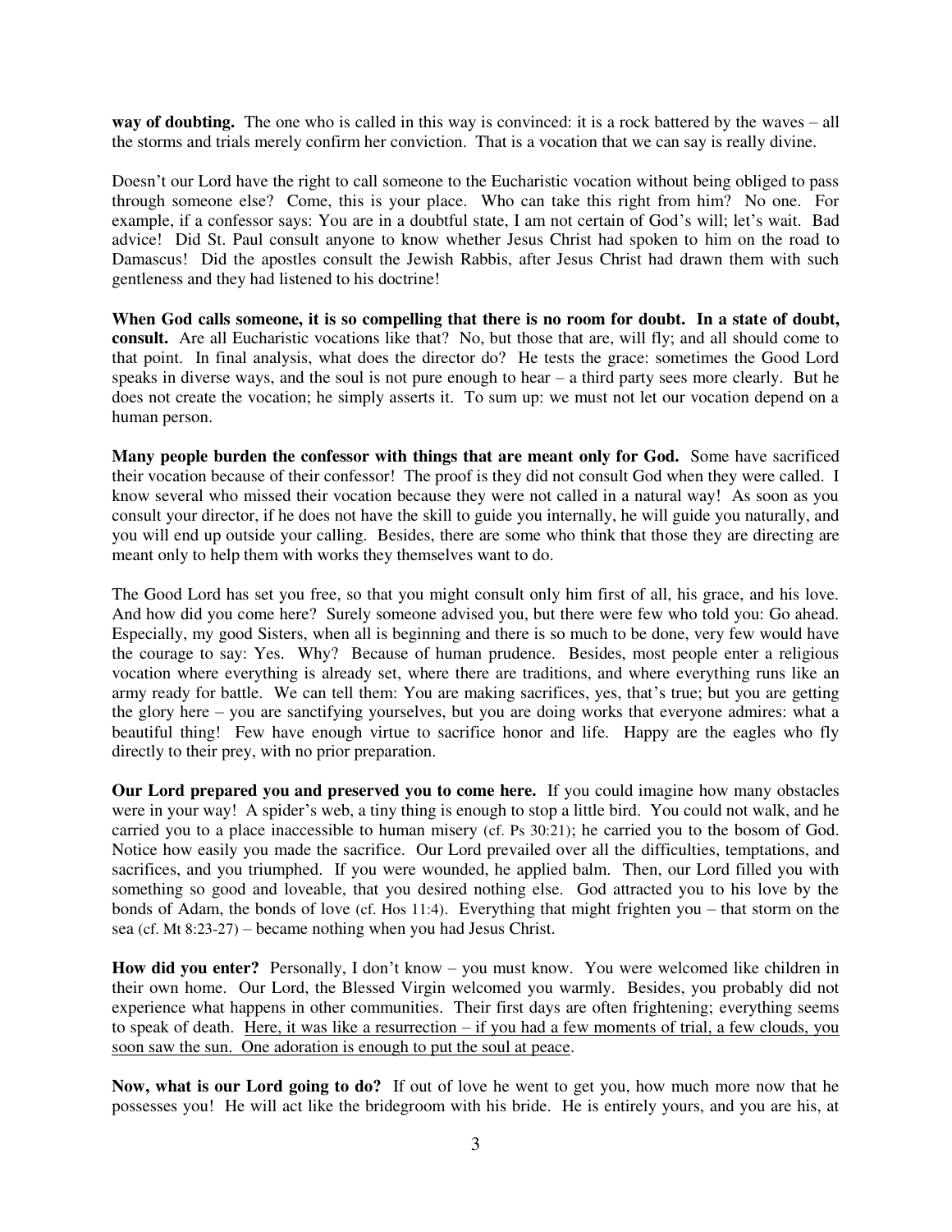**way of doubting.** The one who is called in this way is convinced: it is a rock battered by the waves – all the storms and trials merely confirm her conviction. That is a vocation that we can say is really divine.

Doesn't our Lord have the right to call someone to the Eucharistic vocation without being obliged to pass through someone else? Come, this is your place. Who can take this right from him? No one. For example, if a confessor says: You are in a doubtful state, I am not certain of God's will; let's wait. Bad advice! Did St. Paul consult anyone to know whether Jesus Christ had spoken to him on the road to Damascus! Did the apostles consult the Jewish Rabbis, after Jesus Christ had drawn them with such gentleness and they had listened to his doctrine!

**When God calls someone, it is so compelling that there is no room for doubt. In a state of doubt, consult.** Are all Eucharistic vocations like that? No, but those that are, will fly; and all should come to that point. In final analysis, what does the director do? He tests the grace: sometimes the Good Lord speaks in diverse ways, and the soul is not pure enough to hear – a third party sees more clearly. But he does not create the vocation; he simply asserts it. To sum up: we must not let our vocation depend on a human person.

**Many people burden the confessor with things that are meant only for God.** Some have sacrificed their vocation because of their confessor! The proof is they did not consult God when they were called. I know several who missed their vocation because they were not called in a natural way! As soon as you consult your director, if he does not have the skill to guide you internally, he will guide you naturally, and you will end up outside your calling. Besides, there are some who think that those they are directing are meant only to help them with works they themselves want to do.

The Good Lord has set you free, so that you might consult only him first of all, his grace, and his love. And how did you come here? Surely someone advised you, but there were few who told you: Go ahead. Especially, my good Sisters, when all is beginning and there is so much to be done, very few would have the courage to say: Yes. Why? Because of human prudence. Besides, most people enter a religious vocation where everything is already set, where there are traditions, and where everything runs like an army ready for battle. We can tell them: You are making sacrifices, yes, that's true; but you are getting the glory here – you are sanctifying yourselves, but you are doing works that everyone admires: what a beautiful thing! Few have enough virtue to sacrifice honor and life. Happy are the eagles who fly directly to their prey, with no prior preparation.

**Our Lord prepared you and preserved you to come here.** If you could imagine how many obstacles were in your way! A spider's web, a tiny thing is enough to stop a little bird. You could not walk, and he carried you to a place inaccessible to human misery (cf. Ps 30:21); he carried you to the bosom of God. Notice how easily you made the sacrifice. Our Lord prevailed over all the difficulties, temptations, and sacrifices, and you triumphed. If you were wounded, he applied balm. Then, our Lord filled you with something so good and loveable, that you desired nothing else. God attracted you to his love by the bonds of Adam, the bonds of love (cf. Hos 11:4). Everything that might frighten you – that storm on the sea (cf. Mt 8:23-27) – became nothing when you had Jesus Christ.

**How did you enter?** Personally, I don't know – you must know. You were welcomed like children in their own home. Our Lord, the Blessed Virgin welcomed you warmly. Besides, you probably did not experience what happens in other communities. Their first days are often frightening; everything seems to speak of death. <u>Here, it was like a resurrection – if you had a few moments of trial, a few clouds, you soon saw the sun. One adoration is enough to put the soul at peace</u>.

**Now, what is our Lord going to do?** If out of love he went to get you, how much more now that he possesses you! He will act like the bridegroom with his bride. He is entirely yours, and you are his, at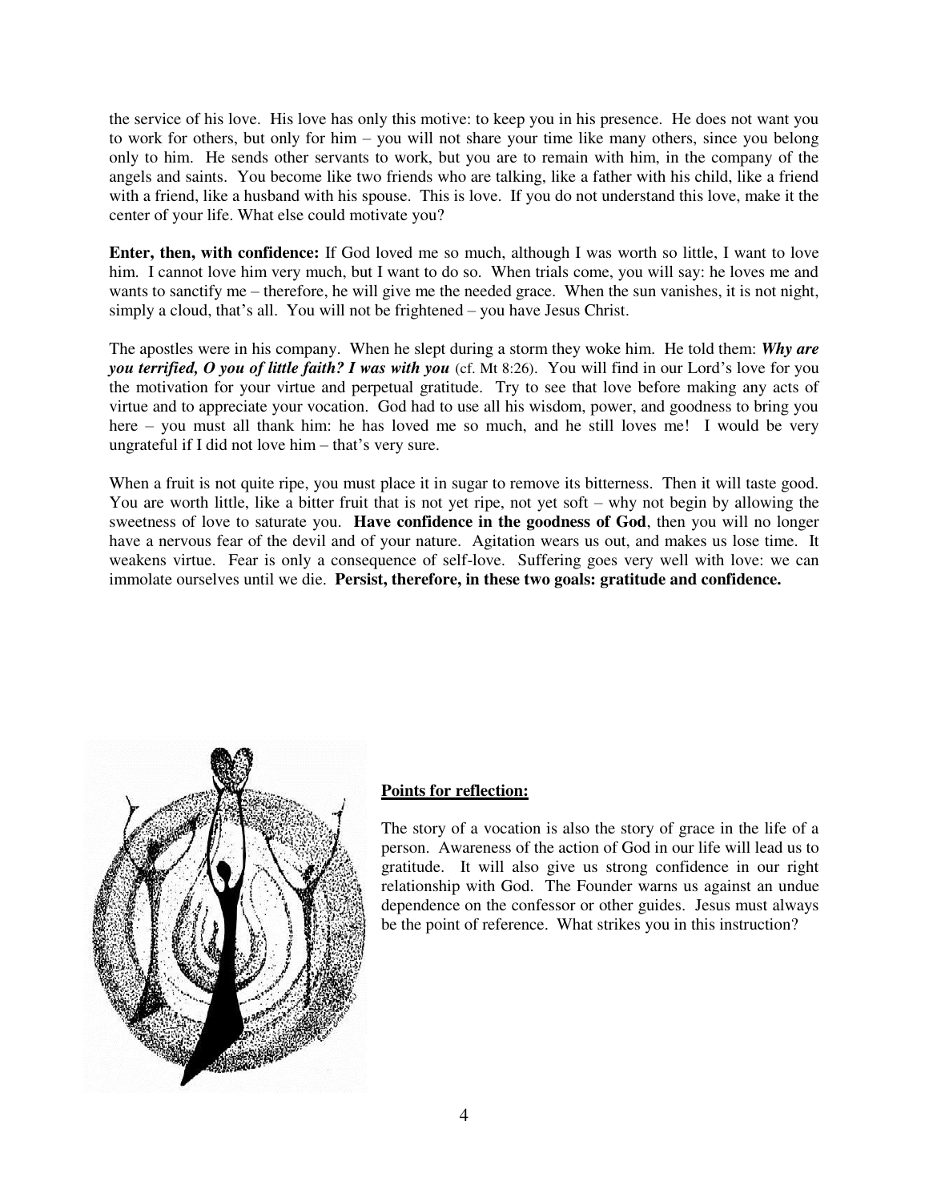the service of his love. His love has only this motive: to keep you in his presence. He does not want you to work for others, but only for him – you will not share your time like many others, since you belong only to him. He sends other servants to work, but you are to remain with him, in the company of the angels and saints. You become like two friends who are talking, like a father with his child, like a friend with a friend, like a husband with his spouse. This is love. If you do not understand this love, make it the center of your life. What else could motivate you?

**Enter, then, with confidence:** If God loved me so much, although I was worth so little, I want to love him. I cannot love him very much, but I want to do so. When trials come, you will say: he loves me and wants to sanctify me – therefore, he will give me the needed grace. When the sun vanishes, it is not night, simply a cloud, that's all. You will not be frightened – you have Jesus Christ.

The apostles were in his company. When he slept during a storm they woke him. He told them: ***Why are you terrified, O you of little faith? I was with you*** (cf. Mt 8:26). You will find in our Lord's love for you the motivation for your virtue and perpetual gratitude. Try to see that love before making any acts of virtue and to appreciate your vocation. God had to use all his wisdom, power, and goodness to bring you here – you must all thank him: he has loved me so much, and he still loves me! I would be very ungrateful if I did not love him – that's very sure.

When a fruit is not quite ripe, you must place it in sugar to remove its bitterness. Then it will taste good. You are worth little, like a bitter fruit that is not yet ripe, not yet soft – why not begin by allowing the sweetness of love to saturate you. **Have confidence in the goodness of God**, then you will no longer have a nervous fear of the devil and of your nature. Agitation wears us out, and makes us lose time. It weakens virtue. Fear is only a consequence of self-love. Suffering goes very well with love: we can immolate ourselves until we die. **Persist, therefore, in these two goals: gratitude and confidence.**

**Points for reflection:**

The story of a vocation is also the story of grace in the life of a person. Awareness of the action of God in our life will lead us to gratitude. It will also give us strong confidence in our right relationship with God. The Founder warns us against an undue dependence on the confessor or other guides. Jesus must always be the point of reference. What strikes you in this instruction?